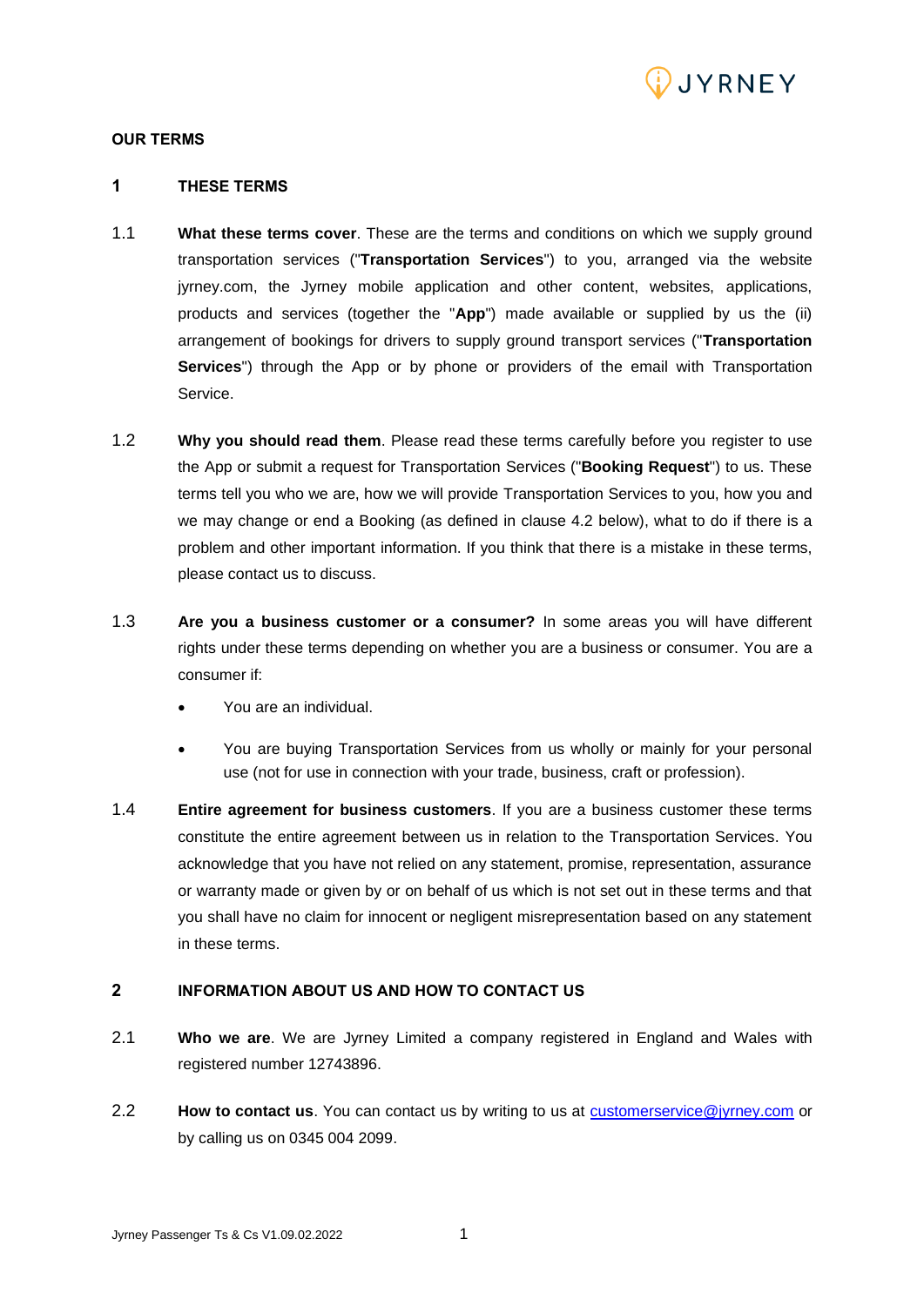**OUR TERMS**

## 1 THESE TERMS

1.1 **What these terms cover**. These are the terms and conditions on which we supply ground transportation services ("**Transportation Services**") to you, arranged via the website jyrney.com, the Jyrney mobile application and other content, websites, applications, products and services (together the "**App**") made available or supplied by us the (ii) arrangement of bookings for drivers to supply ground transport services ("**Transportation Services**") through the App or by phone or providers of the email with Transportation Service.

1.2 **Why you should read them**. Please read these terms carefully before you register to use the App or submit a request for Transportation Services ("**Booking Request**") to us. These terms tell you who we are, how we will provide Transportation Services to you, how you and we may change or end a Booking (as defined in clause 4.2 below), what to do if there is a problem and other important information. If you think that there is a mistake in these terms, please contact us to discuss.

1.3 **Are you a business customer or a consumer?** In some areas you will have different rights under these terms depending on whether you are a business or consumer. You are a consumer if:

- You are an individual.
- You are buying Transportation Services from us wholly or mainly for your personal use (not for use in connection with your trade, business, craft or profession).

1.4 **Entire agreement for business customers**. If you are a business customer these terms constitute the entire agreement between us in relation to the Transportation Services. You acknowledge that you have not relied on any statement, promise, representation, assurance or warranty made or given by or on behalf of us which is not set out in these terms and that you shall have no claim for innocent or negligent misrepresentation based on any statement in these terms.

## 2 INFORMATION ABOUT US AND HOW TO CONTACT US

2.1 **Who we are**. We are Jyrney Limited a company registered in England and Wales with registered number 12743896.

2.2 **How to contact us**. You can contact us by writing to us at customerservice@jyrney.com or by calling us on 0345 004 2099.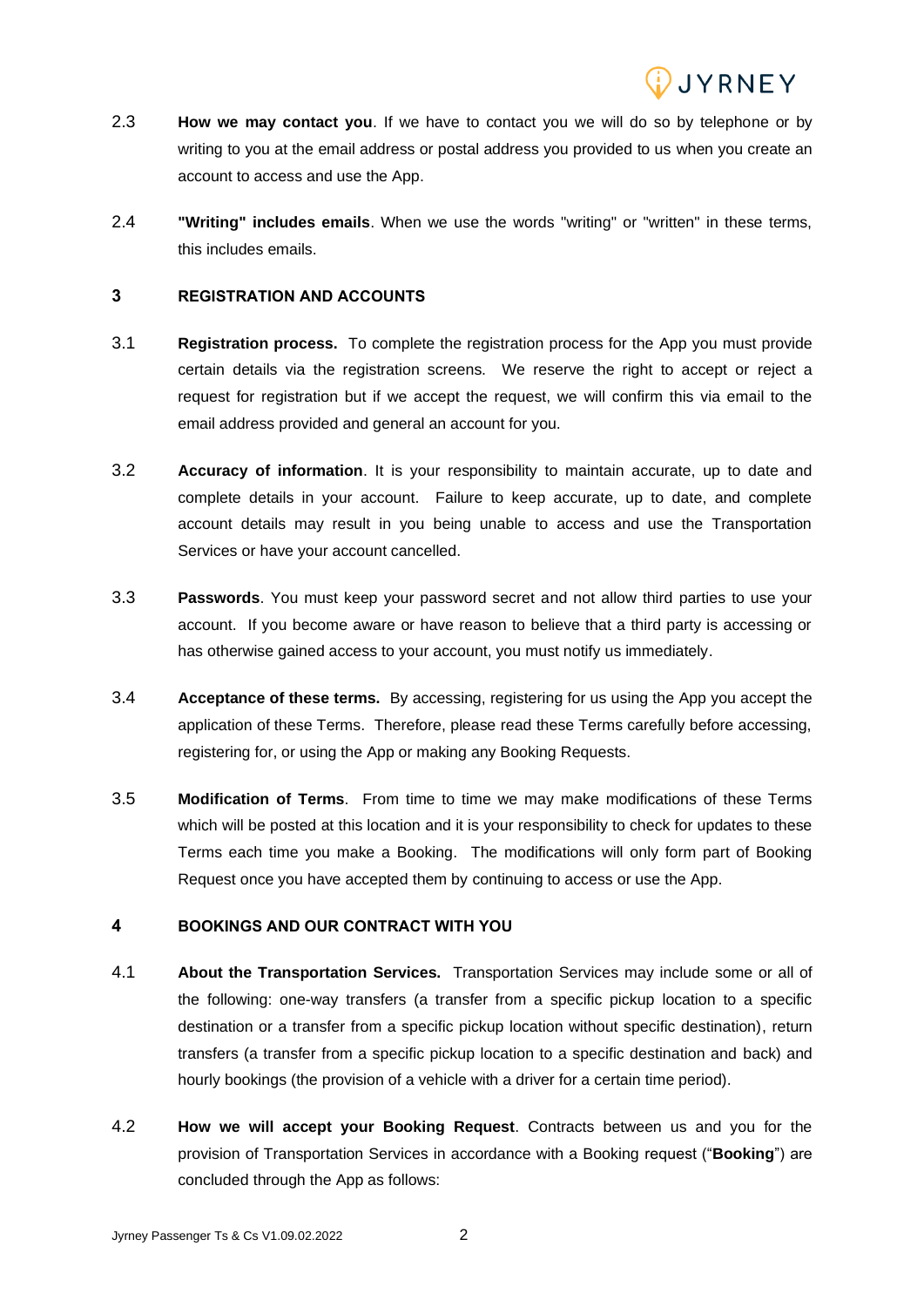2.3 **How we may contact you**. If we have to contact you we will do so by telephone or by writing to you at the email address or postal address you provided to us when you create an account to access and use the App.

2.4 **"Writing" includes emails**. When we use the words "writing" or "written" in these terms, this includes emails.

## 3 REGISTRATION AND ACCOUNTS

3.1 **Registration process.** To complete the registration process for the App you must provide certain details via the registration screens. We reserve the right to accept or reject a request for registration but if we accept the request, we will confirm this via email to the email address provided and general an account for you.

3.2 **Accuracy of information**. It is your responsibility to maintain accurate, up to date and complete details in your account. Failure to keep accurate, up to date, and complete account details may result in you being unable to access and use the Transportation Services or have your account cancelled.

3.3 **Passwords**. You must keep your password secret and not allow third parties to use your account. If you become aware or have reason to believe that a third party is accessing or has otherwise gained access to your account, you must notify us immediately.

3.4 **Acceptance of these terms.** By accessing, registering for us using the App you accept the application of these Terms. Therefore, please read these Terms carefully before accessing, registering for, or using the App or making any Booking Requests.

3.5 **Modification of Terms**. From time to time we may make modifications of these Terms which will be posted at this location and it is your responsibility to check for updates to these Terms each time you make a Booking. The modifications will only form part of Booking Request once you have accepted them by continuing to access or use the App.

## 4 BOOKINGS AND OUR CONTRACT WITH YOU

4.1 **About the Transportation Services.** Transportation Services may include some or all of the following: one-way transfers (a transfer from a specific pickup location to a specific destination or a transfer from a specific pickup location without specific destination), return transfers (a transfer from a specific pickup location to a specific destination and back) and hourly bookings (the provision of a vehicle with a driver for a certain time period).

4.2 **How we will accept your Booking Request**. Contracts between us and you for the provision of Transportation Services in accordance with a Booking request ("**Booking**") are concluded through the App as follows: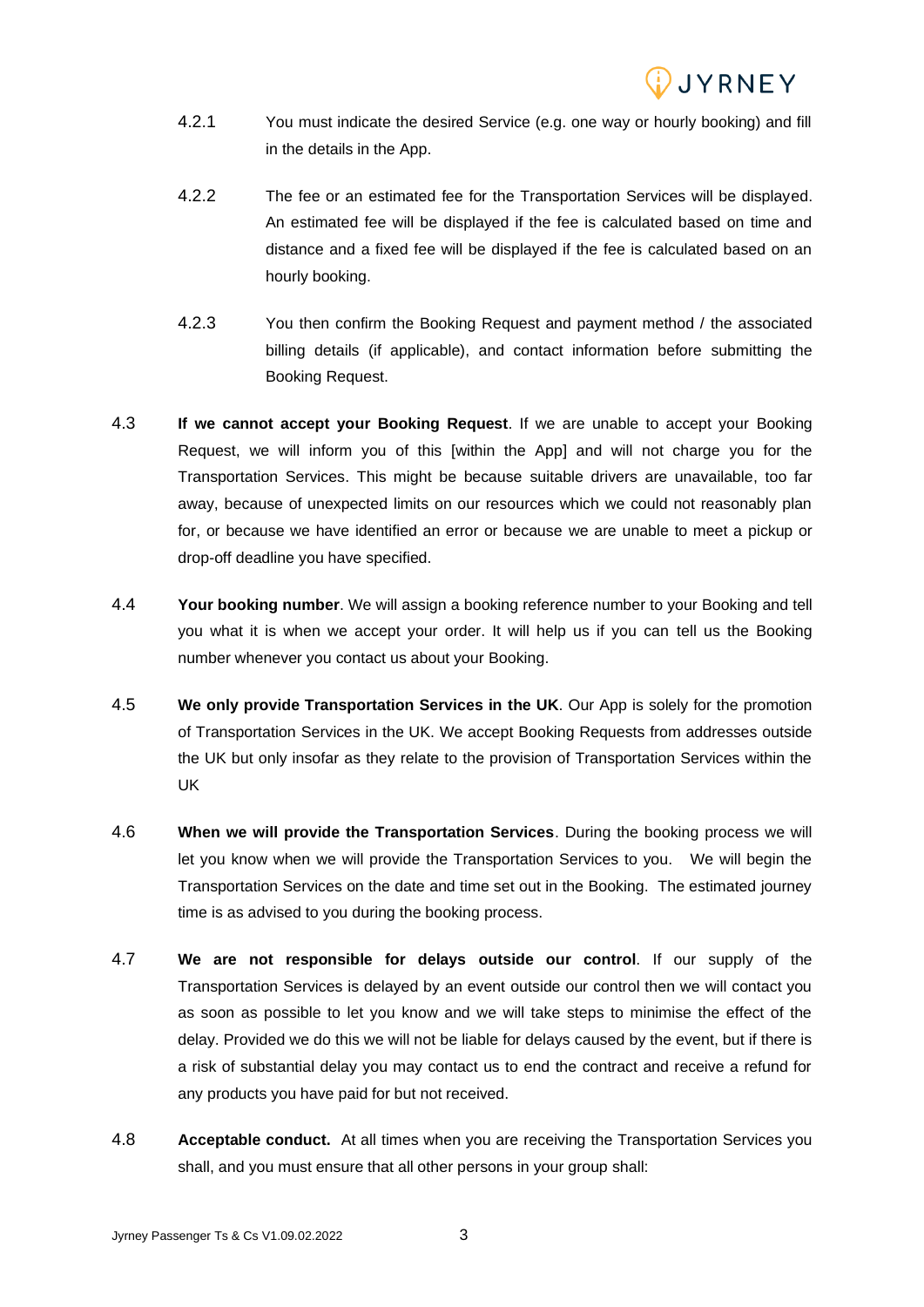4.2.1 You must indicate the desired Service (e.g. one way or hourly booking) and fill in the details in the App.

4.2.2 The fee or an estimated fee for the Transportation Services will be displayed. An estimated fee will be displayed if the fee is calculated based on time and distance and a fixed fee will be displayed if the fee is calculated based on an hourly booking.

4.2.3 You then confirm the Booking Request and payment method / the associated billing details (if applicable), and contact information before submitting the Booking Request.

4.3 **If we cannot accept your Booking Request**. If we are unable to accept your Booking Request, we will inform you of this [within the App] and will not charge you for the Transportation Services. This might be because suitable drivers are unavailable, too far away, because of unexpected limits on our resources which we could not reasonably plan for, or because we have identified an error or because we are unable to meet a pickup or drop-off deadline you have specified.

4.4 **Your booking number**. We will assign a booking reference number to your Booking and tell you what it is when we accept your order. It will help us if you can tell us the Booking number whenever you contact us about your Booking.

4.5 **We only provide Transportation Services in the UK**. Our App is solely for the promotion of Transportation Services in the UK. We accept Booking Requests from addresses outside the UK but only insofar as they relate to the provision of Transportation Services within the UK

4.6 **When we will provide the Transportation Services**. During the booking process we will let you know when we will provide the Transportation Services to you. We will begin the Transportation Services on the date and time set out in the Booking. The estimated journey time is as advised to you during the booking process.

4.7 **We are not responsible for delays outside our control**. If our supply of the Transportation Services is delayed by an event outside our control then we will contact you as soon as possible to let you know and we will take steps to minimise the effect of the delay. Provided we do this we will not be liable for delays caused by the event, but if there is a risk of substantial delay you may contact us to end the contract and receive a refund for any products you have paid for but not received.

4.8 **Acceptable conduct.** At all times when you are receiving the Transportation Services you shall, and you must ensure that all other persons in your group shall: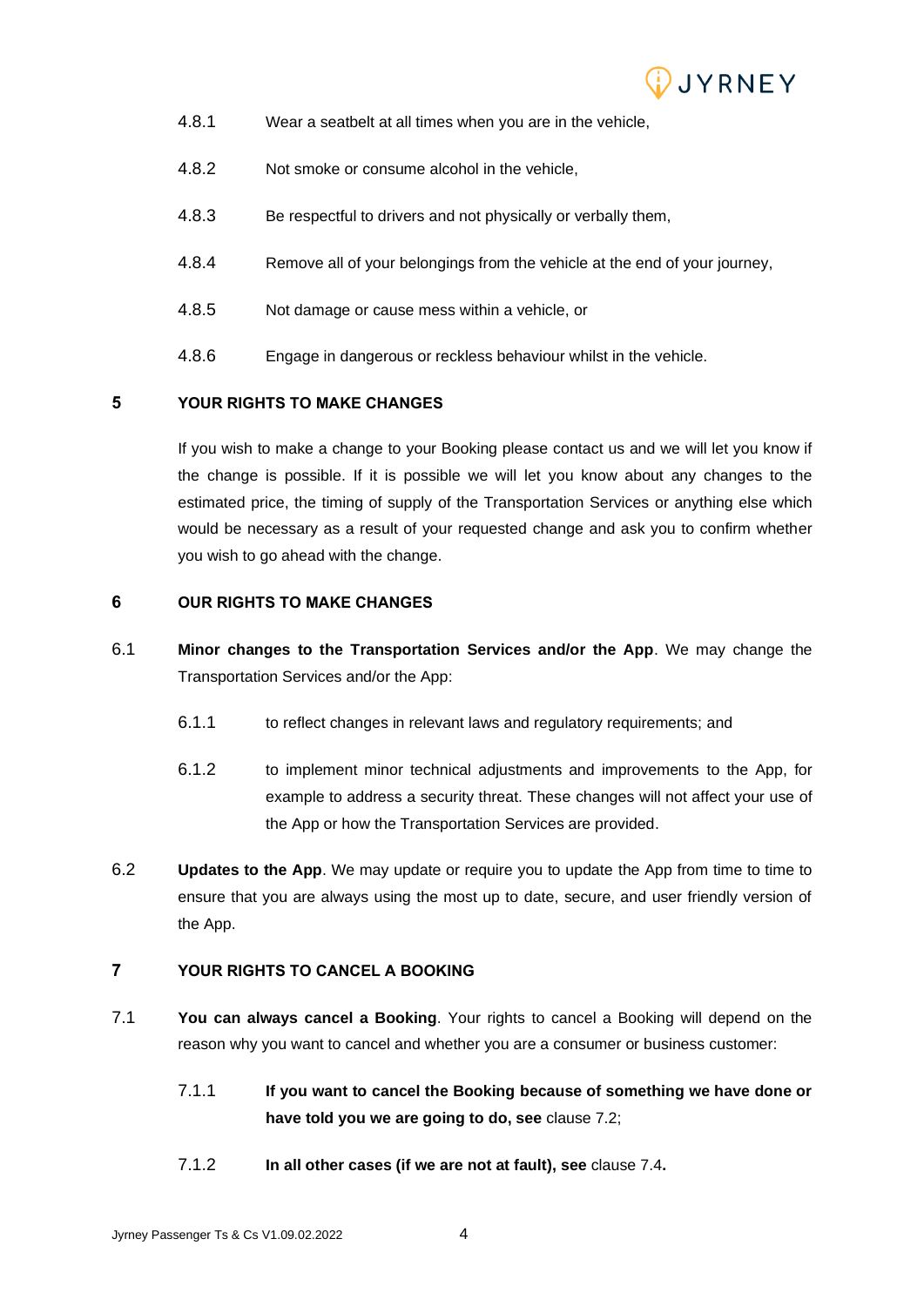4.8.1 Wear a seatbelt at all times when you are in the vehicle,

4.8.2 Not smoke or consume alcohol in the vehicle,

4.8.3 Be respectful to drivers and not physically or verbally them,

4.8.4 Remove all of your belongings from the vehicle at the end of your journey,

4.8.5 Not damage or cause mess within a vehicle, or

4.8.6 Engage in dangerous or reckless behaviour whilst in the vehicle.

## 5 YOUR RIGHTS TO MAKE CHANGES

If you wish to make a change to your Booking please contact us and we will let you know if the change is possible. If it is possible we will let you know about any changes to the estimated price, the timing of supply of the Transportation Services or anything else which would be necessary as a result of your requested change and ask you to confirm whether you wish to go ahead with the change.

## 6 OUR RIGHTS TO MAKE CHANGES

6.1 **Minor changes to the Transportation Services and/or the App**. We may change the Transportation Services and/or the App:

6.1.1 to reflect changes in relevant laws and regulatory requirements; and

6.1.2 to implement minor technical adjustments and improvements to the App, for example to address a security threat. These changes will not affect your use of the App or how the Transportation Services are provided.

6.2 **Updates to the App**. We may update or require you to update the App from time to time to ensure that you are always using the most up to date, secure, and user friendly version of the App.

## 7 YOUR RIGHTS TO CANCEL A BOOKING

7.1 **You can always cancel a Booking**. Your rights to cancel a Booking will depend on the reason why you want to cancel and whether you are a consumer or business customer:

7.1.1 **If you want to cancel the Booking because of something we have done or have told you we are going to do, see** clause 7.2;

7.1.2 **In all other cases (if we are not at fault), see** clause 7.4**.**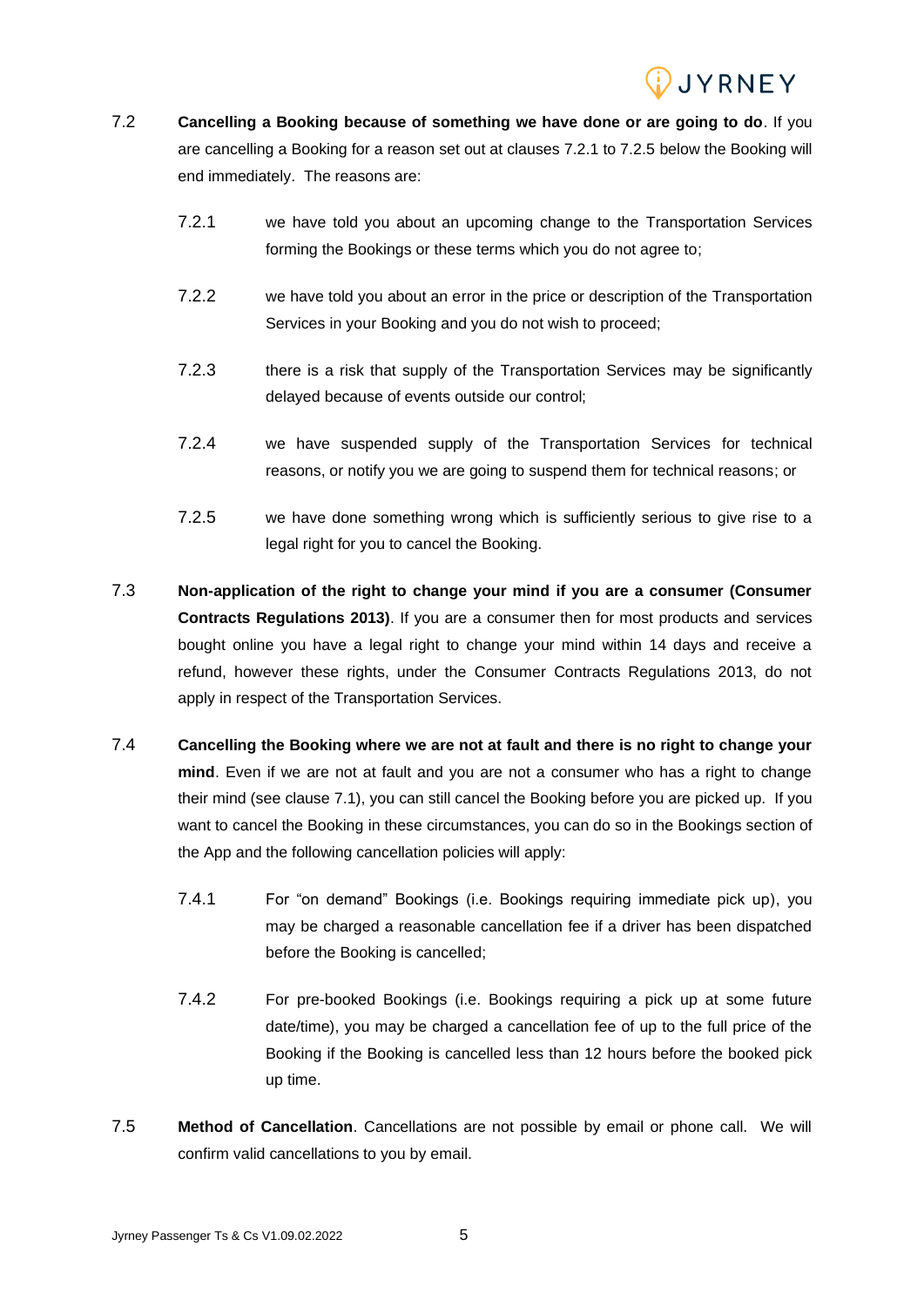7.2 **Cancelling a Booking because of something we have done or are going to do**. If you are cancelling a Booking for a reason set out at clauses 7.2.1 to 7.2.5 below the Booking will end immediately. The reasons are:

7.2.1 we have told you about an upcoming change to the Transportation Services forming the Bookings or these terms which you do not agree to;

7.2.2 we have told you about an error in the price or description of the Transportation Services in your Booking and you do not wish to proceed;

7.2.3 there is a risk that supply of the Transportation Services may be significantly delayed because of events outside our control;

7.2.4 we have suspended supply of the Transportation Services for technical reasons, or notify you we are going to suspend them for technical reasons; or

7.2.5 we have done something wrong which is sufficiently serious to give rise to a legal right for you to cancel the Booking.

7.3 **Non-application of the right to change your mind if you are a consumer (Consumer Contracts Regulations 2013)**. If you are a consumer then for most products and services bought online you have a legal right to change your mind within 14 days and receive a refund, however these rights, under the Consumer Contracts Regulations 2013, do not apply in respect of the Transportation Services.

7.4 **Cancelling the Booking where we are not at fault and there is no right to change your mind**. Even if we are not at fault and you are not a consumer who has a right to change their mind (see clause 7.1), you can still cancel the Booking before you are picked up. If you want to cancel the Booking in these circumstances, you can do so in the Bookings section of the App and the following cancellation policies will apply:

7.4.1 For "on demand" Bookings (i.e. Bookings requiring immediate pick up), you may be charged a reasonable cancellation fee if a driver has been dispatched before the Booking is cancelled;

7.4.2 For pre-booked Bookings (i.e. Bookings requiring a pick up at some future date/time), you may be charged a cancellation fee of up to the full price of the Booking if the Booking is cancelled less than 12 hours before the booked pick up time.

7.5 **Method of Cancellation**. Cancellations are not possible by email or phone call. We will confirm valid cancellations to you by email.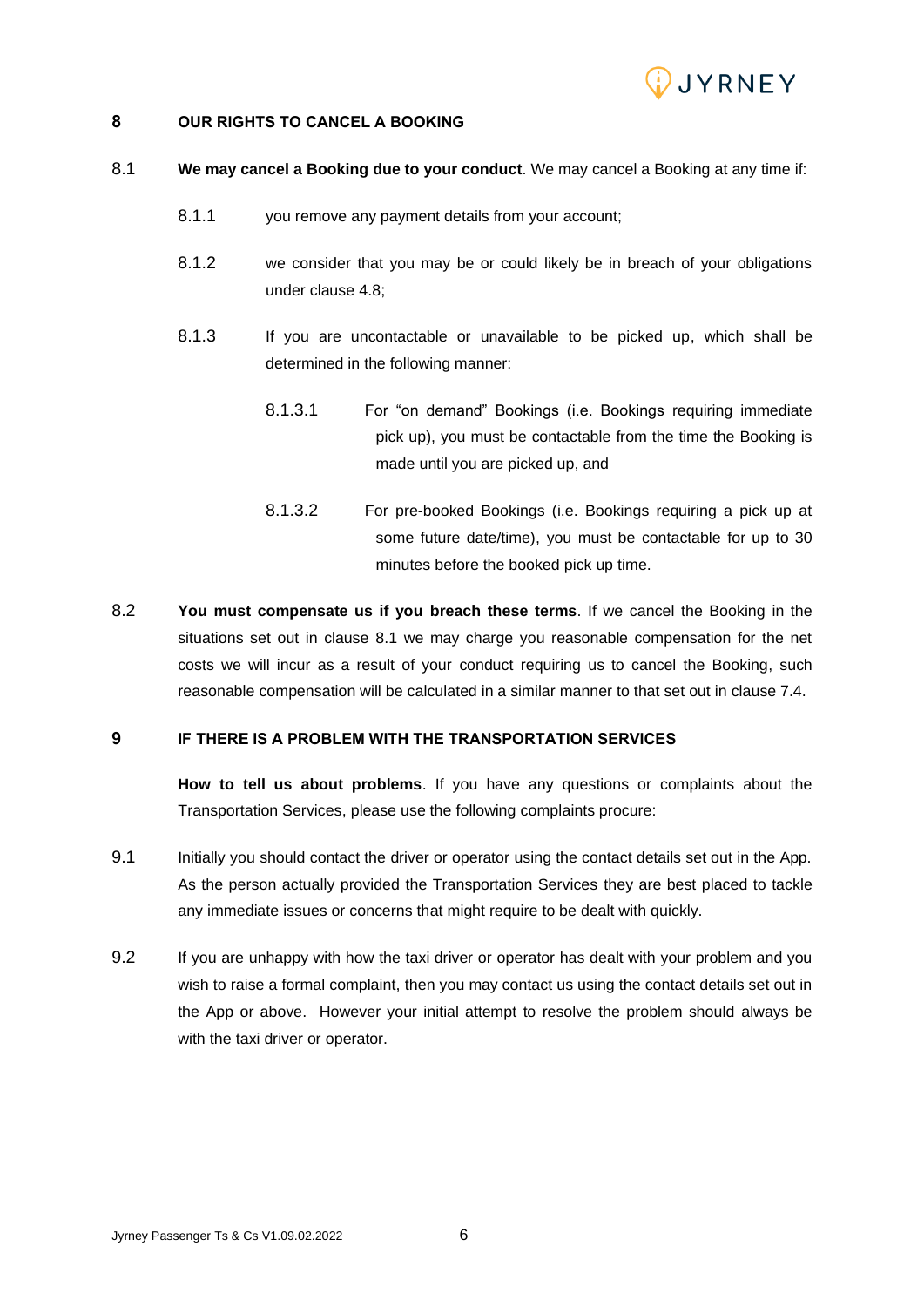## 8 OUR RIGHTS TO CANCEL A BOOKING

8.1 **We may cancel a Booking due to your conduct**. We may cancel a Booking at any time if:

8.1.1 you remove any payment details from your account;

8.1.2 we consider that you may be or could likely be in breach of your obligations under clause 4.8;

8.1.3 If you are uncontactable or unavailable to be picked up, which shall be determined in the following manner:

8.1.3.1 For "on demand" Bookings (i.e. Bookings requiring immediate pick up), you must be contactable from the time the Booking is made until you are picked up, and

8.1.3.2 For pre-booked Bookings (i.e. Bookings requiring a pick up at some future date/time), you must be contactable for up to 30 minutes before the booked pick up time.

8.2 **You must compensate us if you breach these terms**. If we cancel the Booking in the situations set out in clause 8.1 we may charge you reasonable compensation for the net costs we will incur as a result of your conduct requiring us to cancel the Booking, such reasonable compensation will be calculated in a similar manner to that set out in clause 7.4.

## 9 IF THERE IS A PROBLEM WITH THE TRANSPORTATION SERVICES

**How to tell us about problems**. If you have any questions or complaints about the Transportation Services, please use the following complaints procure:

9.1 Initially you should contact the driver or operator using the contact details set out in the App. As the person actually provided the Transportation Services they are best placed to tackle any immediate issues or concerns that might require to be dealt with quickly.

9.2 If you are unhappy with how the taxi driver or operator has dealt with your problem and you wish to raise a formal complaint, then you may contact us using the contact details set out in the App or above. However your initial attempt to resolve the problem should always be with the taxi driver or operator.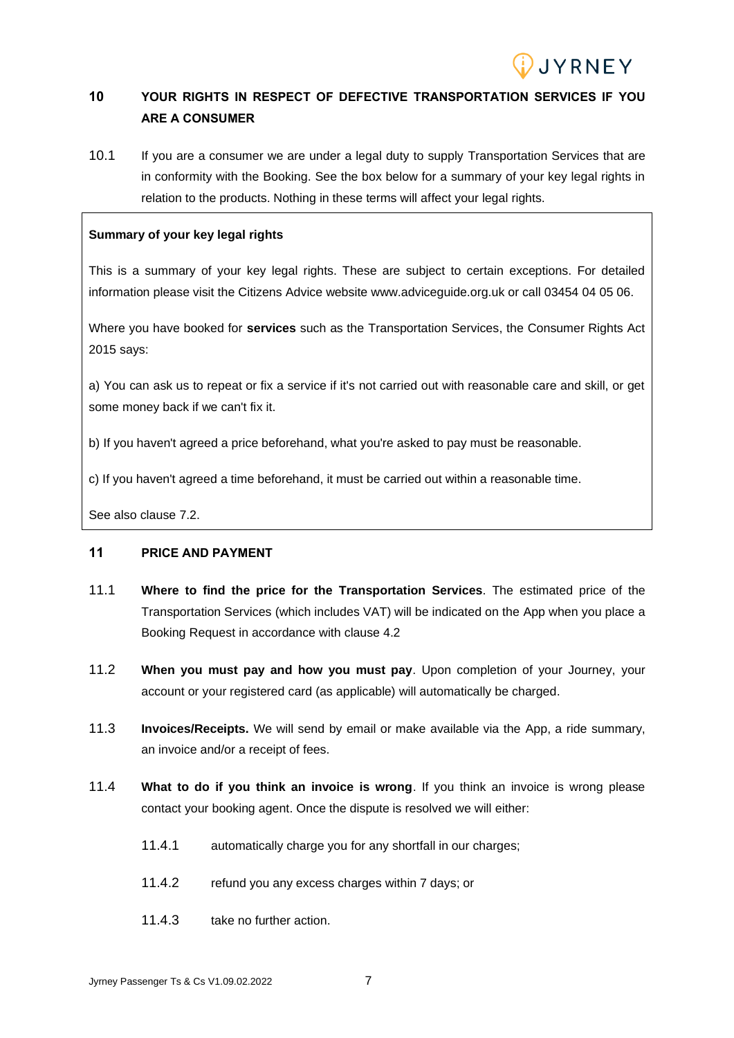## 10 YOUR RIGHTS IN RESPECT OF DEFECTIVE TRANSPORTATION SERVICES IF YOU ARE A CONSUMER

10.1 If you are a consumer we are under a legal duty to supply Transportation Services that are in conformity with the Booking. See the box below for a summary of your key legal rights in relation to the products. Nothing in these terms will affect your legal rights.

> **Summary of your key legal rights**
>
> This is a summary of your key legal rights. These are subject to certain exceptions. For detailed information please visit the Citizens Advice website www.adviceguide.org.uk or call 03454 04 05 06.
>
> Where you have booked for **services** such as the Transportation Services, the Consumer Rights Act 2015 says:
>
> a) You can ask us to repeat or fix a service if it's not carried out with reasonable care and skill, or get some money back if we can't fix it.
>
> b) If you haven't agreed a price beforehand, what you're asked to pay must be reasonable.
>
> c) If you haven't agreed a time beforehand, it must be carried out within a reasonable time.
>
> See also clause 7.2.

## 11 PRICE AND PAYMENT

11.1 **Where to find the price for the Transportation Services**. The estimated price of the Transportation Services (which includes VAT) will be indicated on the App when you place a Booking Request in accordance with clause 4.2

11.2 **When you must pay and how you must pay**. Upon completion of your Journey, your account or your registered card (as applicable) will automatically be charged.

11.3 **Invoices/Receipts.** We will send by email or make available via the App, a ride summary, an invoice and/or a receipt of fees.

11.4 **What to do if you think an invoice is wrong**. If you think an invoice is wrong please contact your booking agent. Once the dispute is resolved we will either:

11.4.1 automatically charge you for any shortfall in our charges;

11.4.2 refund you any excess charges within 7 days; or

11.4.3 take no further action.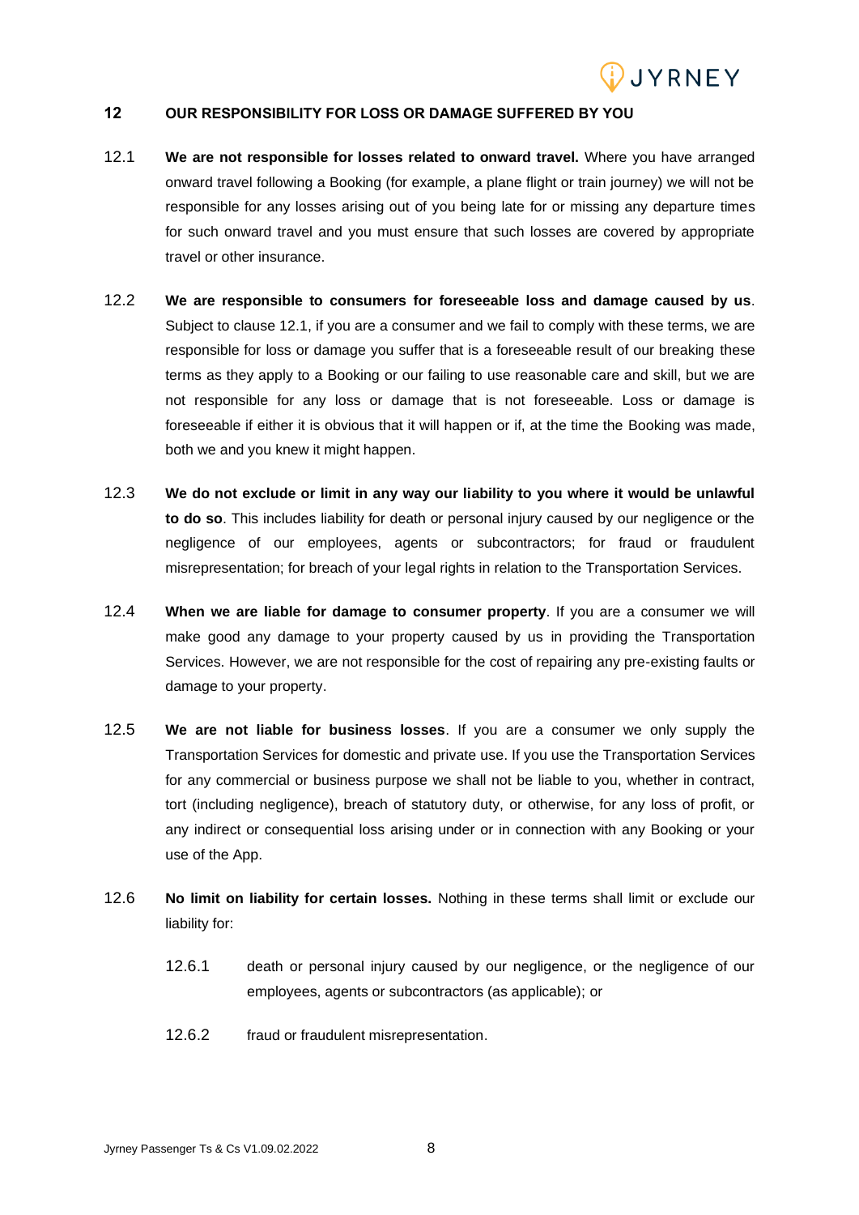## 12 OUR RESPONSIBILITY FOR LOSS OR DAMAGE SUFFERED BY YOU

12.1 **We are not responsible for losses related to onward travel.** Where you have arranged onward travel following a Booking (for example, a plane flight or train journey) we will not be responsible for any losses arising out of you being late for or missing any departure times for such onward travel and you must ensure that such losses are covered by appropriate travel or other insurance.

12.2 **We are responsible to consumers for foreseeable loss and damage caused by us**. Subject to clause 12.1, if you are a consumer and we fail to comply with these terms, we are responsible for loss or damage you suffer that is a foreseeable result of our breaking these terms as they apply to a Booking or our failing to use reasonable care and skill, but we are not responsible for any loss or damage that is not foreseeable. Loss or damage is foreseeable if either it is obvious that it will happen or if, at the time the Booking was made, both we and you knew it might happen.

12.3 **We do not exclude or limit in any way our liability to you where it would be unlawful to do so**. This includes liability for death or personal injury caused by our negligence or the negligence of our employees, agents or subcontractors; for fraud or fraudulent misrepresentation; for breach of your legal rights in relation to the Transportation Services.

12.4 **When we are liable for damage to consumer property**. If you are a consumer we will make good any damage to your property caused by us in providing the Transportation Services. However, we are not responsible for the cost of repairing any pre-existing faults or damage to your property.

12.5 **We are not liable for business losses**. If you are a consumer we only supply the Transportation Services for domestic and private use. If you use the Transportation Services for any commercial or business purpose we shall not be liable to you, whether in contract, tort (including negligence), breach of statutory duty, or otherwise, for any loss of profit, or any indirect or consequential loss arising under or in connection with any Booking or your use of the App.

12.6 **No limit on liability for certain losses.** Nothing in these terms shall limit or exclude our liability for:

12.6.1 death or personal injury caused by our negligence, or the negligence of our employees, agents or subcontractors (as applicable); or

12.6.2 fraud or fraudulent misrepresentation.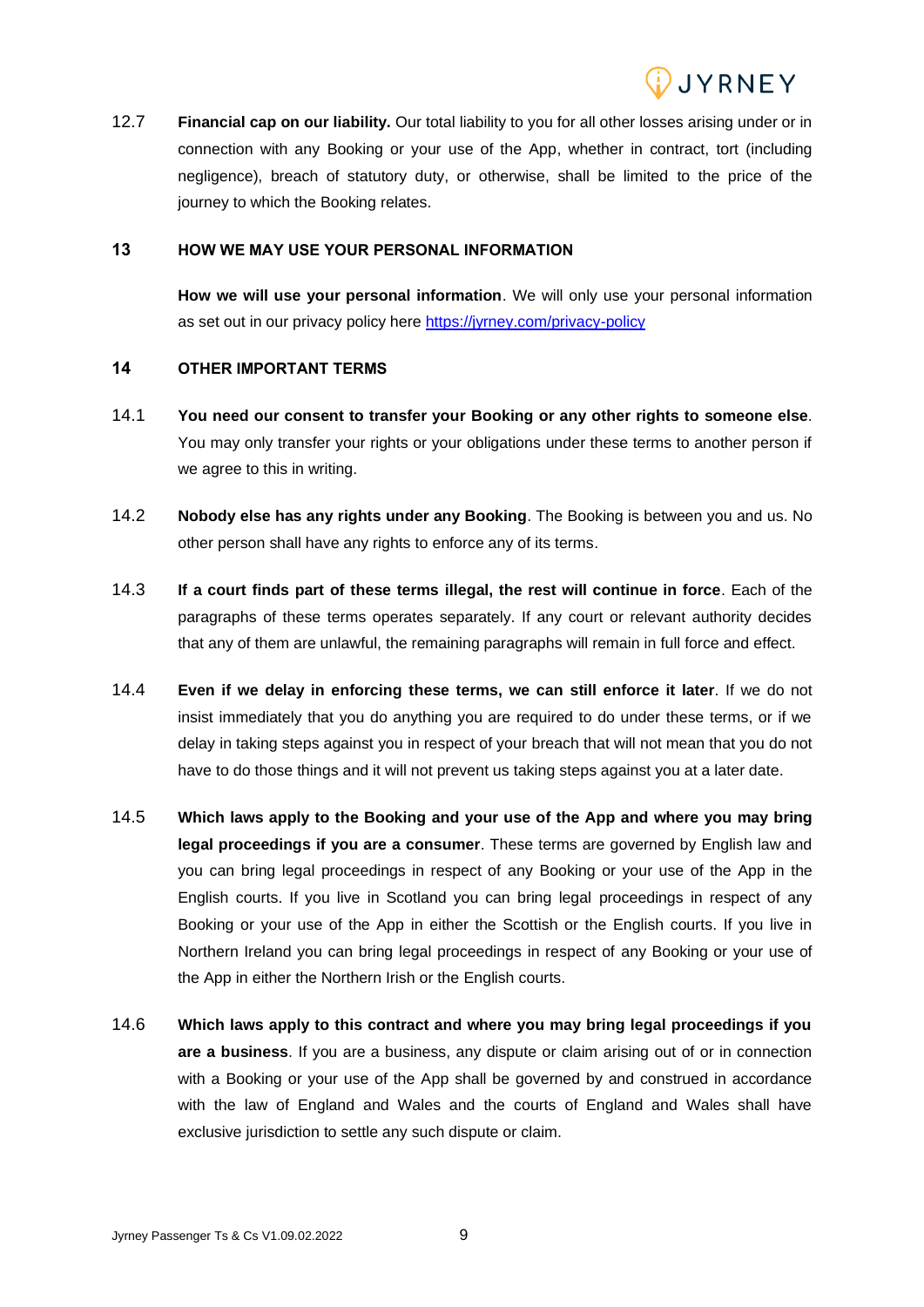12.7 **Financial cap on our liability.** Our total liability to you for all other losses arising under or in connection with any Booking or your use of the App, whether in contract, tort (including negligence), breach of statutory duty, or otherwise, shall be limited to the price of the journey to which the Booking relates.

## 13 HOW WE MAY USE YOUR PERSONAL INFORMATION

**How we will use your personal information**. We will only use your personal information as set out in our privacy policy here https://jyrney.com/privacy-policy

## 14 OTHER IMPORTANT TERMS

14.1 **You need our consent to transfer your Booking or any other rights to someone else**. You may only transfer your rights or your obligations under these terms to another person if we agree to this in writing.

14.2 **Nobody else has any rights under any Booking**. The Booking is between you and us. No other person shall have any rights to enforce any of its terms.

14.3 **If a court finds part of these terms illegal, the rest will continue in force**. Each of the paragraphs of these terms operates separately. If any court or relevant authority decides that any of them are unlawful, the remaining paragraphs will remain in full force and effect.

14.4 **Even if we delay in enforcing these terms, we can still enforce it later**. If we do not insist immediately that you do anything you are required to do under these terms, or if we delay in taking steps against you in respect of your breach that will not mean that you do not have to do those things and it will not prevent us taking steps against you at a later date.

14.5 **Which laws apply to the Booking and your use of the App and where you may bring legal proceedings if you are a consumer**. These terms are governed by English law and you can bring legal proceedings in respect of any Booking or your use of the App in the English courts. If you live in Scotland you can bring legal proceedings in respect of any Booking or your use of the App in either the Scottish or the English courts. If you live in Northern Ireland you can bring legal proceedings in respect of any Booking or your use of the App in either the Northern Irish or the English courts.

14.6 **Which laws apply to this contract and where you may bring legal proceedings if you are a business**. If you are a business, any dispute or claim arising out of or in connection with a Booking or your use of the App shall be governed by and construed in accordance with the law of England and Wales and the courts of England and Wales shall have exclusive jurisdiction to settle any such dispute or claim.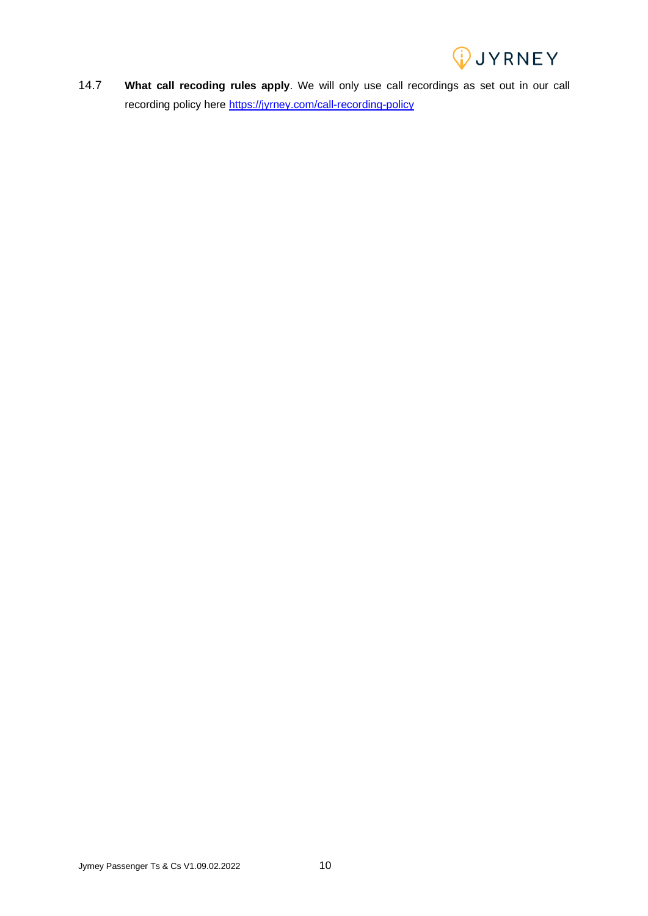14.7 **What call recoding rules apply**. We will only use call recordings as set out in our call recording policy here https://jyrney.com/call-recording-policy